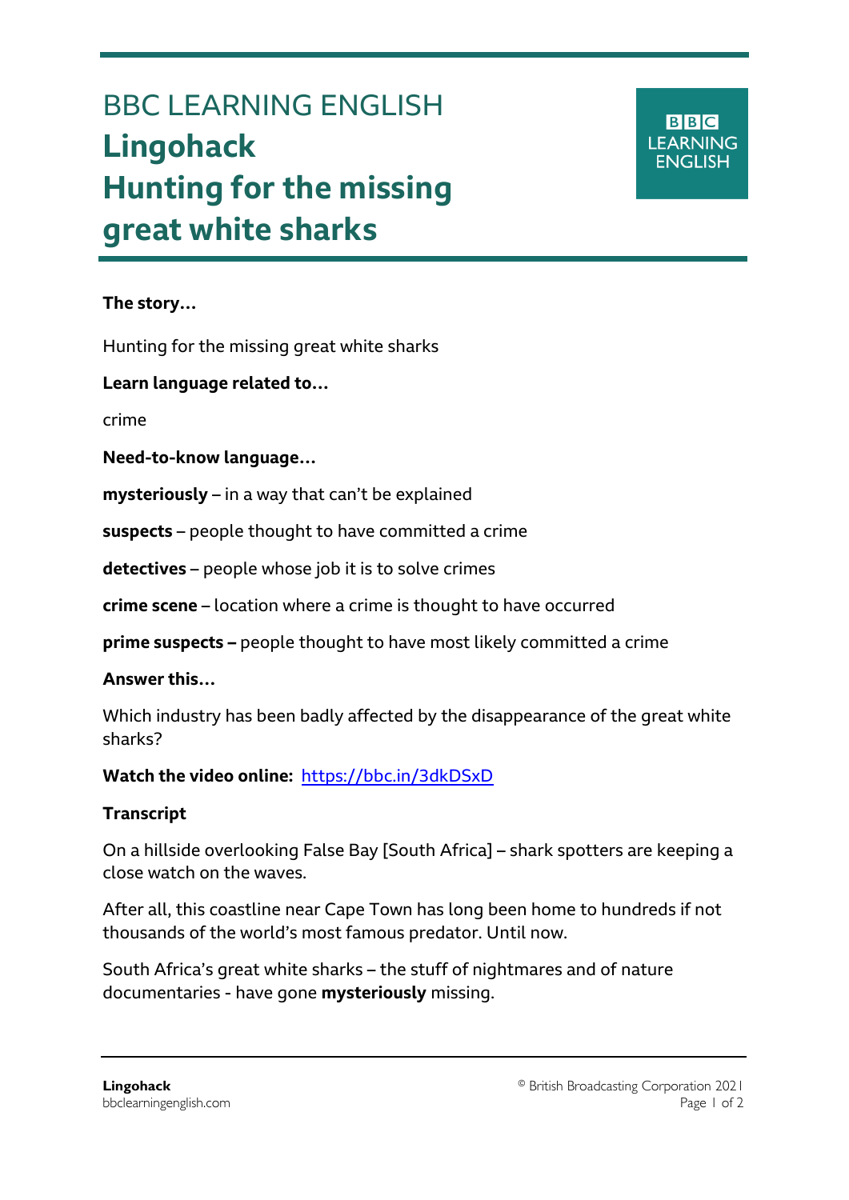# BBC LEARNING ENGLISH
# Lingohack
# Hunting for the missing great white sharks

**The story…**

Hunting for the missing great white sharks

**Learn language related to…**

crime

**Need-to-know language…**

**mysteriously** – in a way that can't be explained

**suspects** – people thought to have committed a crime

**detectives** – people whose job it is to solve crimes

**crime scene** – location where a crime is thought to have occurred

**prime suspects –** people thought to have most likely committed a crime

**Answer this…**

Which industry has been badly affected by the disappearance of the great white sharks?

**Watch the video online:** https://bbc.in/3dkDSxD

**Transcript**

On a hillside overlooking False Bay [South Africa] – shark spotters are keeping a close watch on the waves.

After all, this coastline near Cape Town has long been home to hundreds if not thousands of the world's most famous predator. Until now.

South Africa's great white sharks – the stuff of nightmares and of nature documentaries - have gone **mysteriously** missing.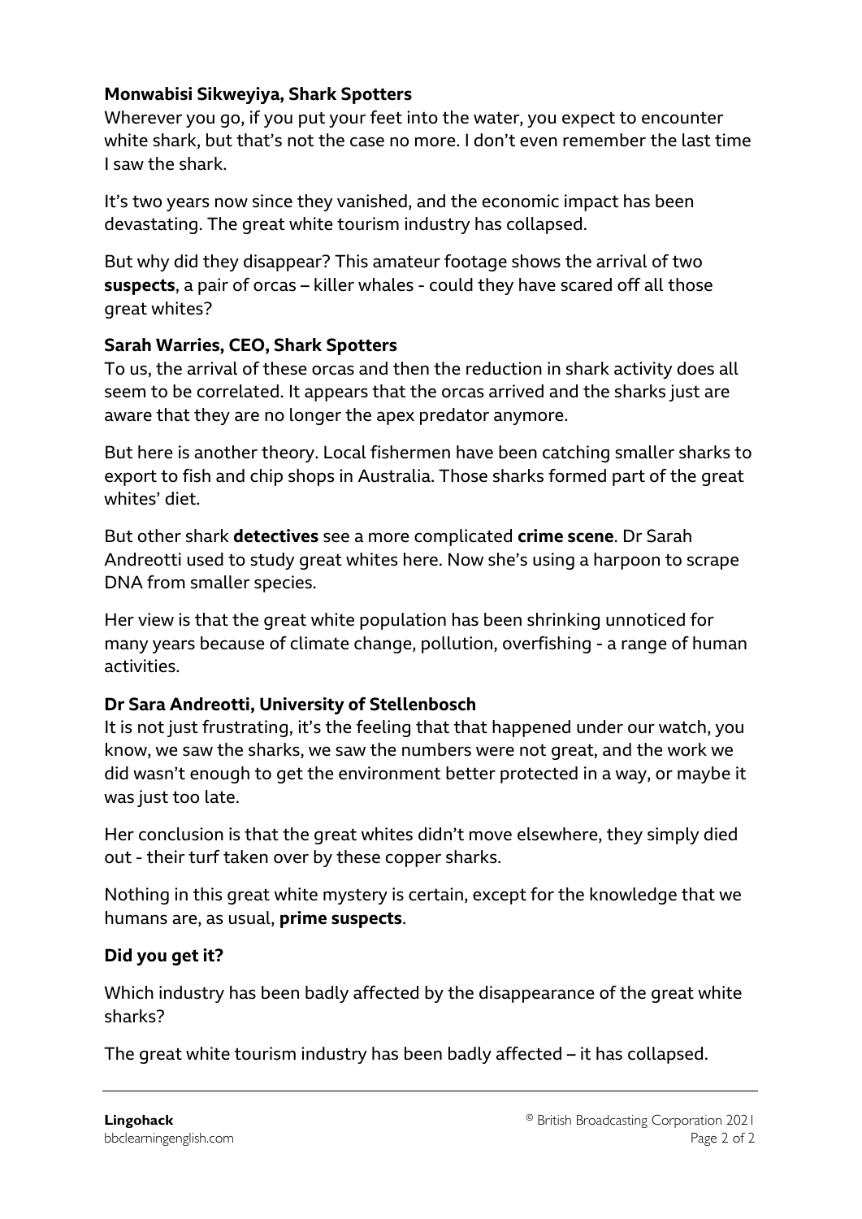**Monwabisi Sikweyiya, Shark Spotters**
Wherever you go, if you put your feet into the water, you expect to encounter white shark, but that's not the case no more. I don't even remember the last time I saw the shark.

It's two years now since they vanished, and the economic impact has been devastating. The great white tourism industry has collapsed.

But why did they disappear? This amateur footage shows the arrival of two **suspects**, a pair of orcas – killer whales - could they have scared off all those great whites?

**Sarah Warries, CEO, Shark Spotters**
To us, the arrival of these orcas and then the reduction in shark activity does all seem to be correlated. It appears that the orcas arrived and the sharks just are aware that they are no longer the apex predator anymore.

But here is another theory. Local fishermen have been catching smaller sharks to export to fish and chip shops in Australia. Those sharks formed part of the great whites' diet.

But other shark **detectives** see a more complicated **crime scene**. Dr Sarah Andreotti used to study great whites here. Now she's using a harpoon to scrape DNA from smaller species.

Her view is that the great white population has been shrinking unnoticed for many years because of climate change, pollution, overfishing - a range of human activities.

**Dr Sara Andreotti, University of Stellenbosch**
It is not just frustrating, it's the feeling that that happened under our watch, you know, we saw the sharks, we saw the numbers were not great, and the work we did wasn't enough to get the environment better protected in a way, or maybe it was just too late.

Her conclusion is that the great whites didn't move elsewhere, they simply died out - their turf taken over by these copper sharks.

Nothing in this great white mystery is certain, except for the knowledge that we humans are, as usual, **prime suspects**.

**Did you get it?**

Which industry has been badly affected by the disappearance of the great white sharks?

The great white tourism industry has been badly affected – it has collapsed.